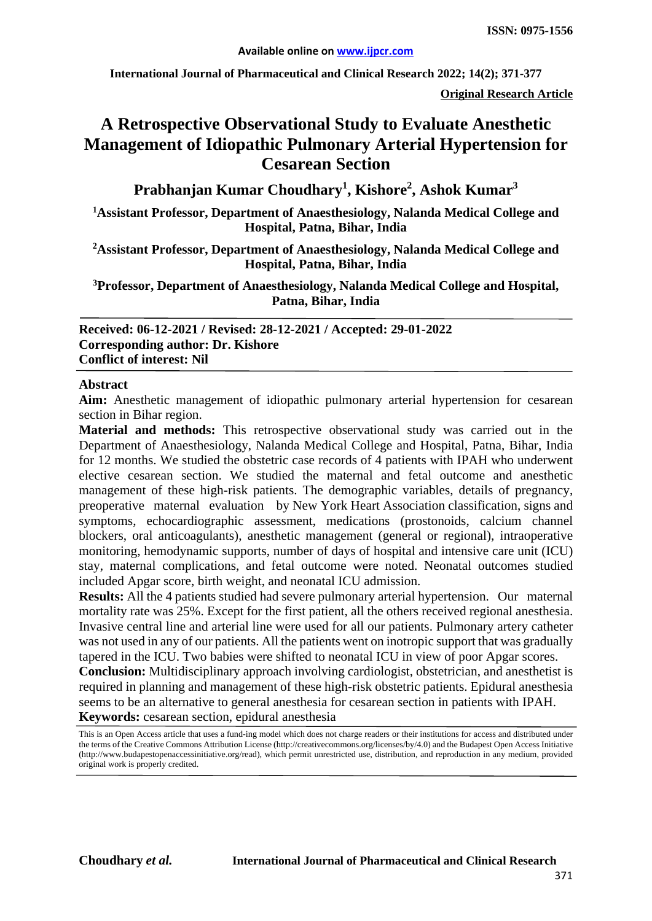ISSN: 0975-1556

Available online on www.ijpcr.com

**Original Research Article**

# A Retrospective Observational Study to Evaluate Anesthetic Management of Idiopathic Pulmonary Arterial Hypertension for Cesarean Section

**Prabhanjan Kumar Choudhary[1], Kishore[2], Ashok Kumar[3]**

[1]Assistant Professor, Department of Anaesthesiology, Nalanda Medical College and Hospital, Patna, Bihar, India

[2]Assistant Professor, Department of Anaesthesiology, Nalanda Medical College and Hospital, Patna, Bihar, India

[3]Professor, Department of Anaesthesiology, Nalanda Medical College and Hospital, Patna, Bihar, India

**Received: 06-12-2021 / Revised: 28-12-2021 / Accepted: 29-01-2022**
**Corresponding author: Dr. Kishore**
**Conflict of interest: Nil**

## Abstract

**Aim:** Anesthetic management of idiopathic pulmonary arterial hypertension for cesarean section in Bihar region.

**Material and methods:** This retrospective observational study was carried out in the Department of Anaesthesiology, Nalanda Medical College and Hospital, Patna, Bihar, India for 12 months. We studied the obstetric case records of 4 patients with IPAH who underwent elective cesarean section. We studied the maternal and fetal outcome and anesthetic management of these high-risk patients. The demographic variables, details of pregnancy, preoperative maternal evaluation by New York Heart Association classification, signs and symptoms, echocardiographic assessment, medications (prostonoids, calcium channel blockers, oral anticoagulants), anesthetic management (general or regional), intraoperative monitoring, hemodynamic supports, number of days of hospital and intensive care unit (ICU) stay, maternal complications, and fetal outcome were noted. Neonatal outcomes studied included Apgar score, birth weight, and neonatal ICU admission.

**Results:** All the 4 patients studied had severe pulmonary arterial hypertension. Our maternal mortality rate was 25%. Except for the first patient, all the others received regional anesthesia. Invasive central line and arterial line were used for all our patients. Pulmonary artery catheter was not used in any of our patients. All the patients went on inotropic support that was gradually tapered in the ICU. Two babies were shifted to neonatal ICU in view of poor Apgar scores.

**Conclusion:** Multidisciplinary approach involving cardiologist, obstetrician, and anesthetist is required in planning and management of these high-risk obstetric patients. Epidural anesthesia seems to be an alternative to general anesthesia for cesarean section in patients with IPAH.

**Keywords:** cesarean section, epidural anesthesia

This is an Open Access article that uses a fund-ing model which does not charge readers or their institutions for access and distributed under the terms of the Creative Commons Attribution License (http://creativecommons.org/licenses/by/4.0) and the Budapest Open Access Initiative (http://www.budapestopenaccessinitiative.org/read), which permit unrestricted use, distribution, and reproduction in any medium, provided original work is properly credited.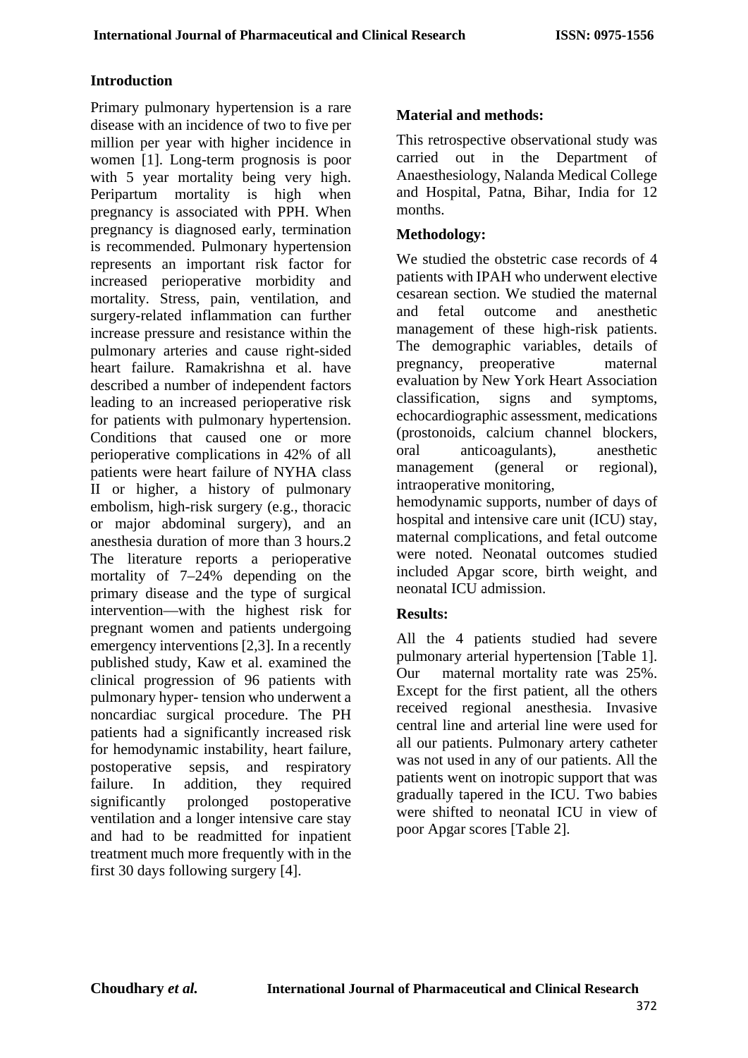## Introduction

Primary pulmonary hypertension is a rare disease with an incidence of two to five per million per year with higher incidence in women [1]. Long-term prognosis is poor with 5 year mortality being very high. Peripartum mortality is high when pregnancy is associated with PPH. When pregnancy is diagnosed early, termination is recommended. Pulmonary hypertension represents an important risk factor for increased perioperative morbidity and mortality. Stress, pain, ventilation, and surgery-related inflammation can further increase pressure and resistance within the pulmonary arteries and cause right-sided heart failure. Ramakrishna et al. have described a number of independent factors leading to an increased perioperative risk for patients with pulmonary hypertension. Conditions that caused one or more perioperative complications in 42% of all patients were heart failure of NYHA class II or higher, a history of pulmonary embolism, high-risk surgery (e.g., thoracic or major abdominal surgery), and an anesthesia duration of more than 3 hours.2 The literature reports a perioperative mortality of 7–24% depending on the primary disease and the type of surgical intervention—with the highest risk for pregnant women and patients undergoing emergency interventions [2,3]. In a recently published study, Kaw et al. examined the clinical progression of 96 patients with pulmonary hyper- tension who underwent a noncardiac surgical procedure. The PH patients had a significantly increased risk for hemodynamic instability, heart failure, postoperative sepsis, and respiratory failure. In addition, they required significantly prolonged postoperative ventilation and a longer intensive care stay and had to be readmitted for inpatient treatment much more frequently with in the first 30 days following surgery [4].

## Material and methods:

This retrospective observational study was carried out in the Department of Anaesthesiology, Nalanda Medical College and Hospital, Patna, Bihar, India for 12 months.

## Methodology:

We studied the obstetric case records of 4 patients with IPAH who underwent elective cesarean section. We studied the maternal and fetal outcome and anesthetic management of these high-risk patients. The demographic variables, details of pregnancy, preoperative maternal evaluation by New York Heart Association classification, signs and symptoms, echocardiographic assessment, medications (prostonoids, calcium channel blockers, oral anticoagulants), anesthetic management (general or regional), intraoperative monitoring, hemodynamic supports, number of days of hospital and intensive care unit (ICU) stay, maternal complications, and fetal outcome were noted. Neonatal outcomes studied included Apgar score, birth weight, and neonatal ICU admission.

## Results:

All the 4 patients studied had severe pulmonary arterial hypertension [Table 1]. Our maternal mortality rate was 25%. Except for the first patient, all the others received regional anesthesia. Invasive central line and arterial line were used for all our patients. Pulmonary artery catheter was not used in any of our patients. All the patients went on inotropic support that was gradually tapered in the ICU. Two babies were shifted to neonatal ICU in view of poor Apgar scores [Table 2].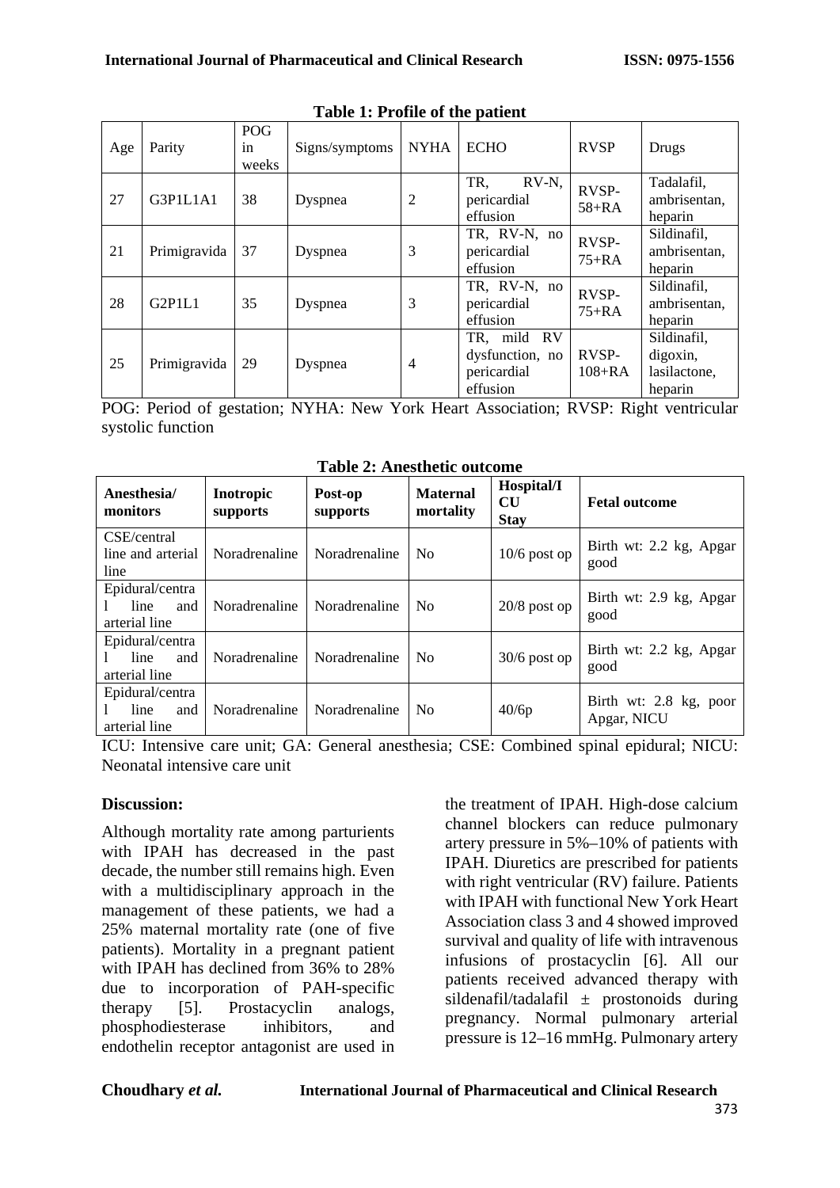**Table 1: Profile of the patient**

| Age | Parity | POG in weeks | Signs/symptoms | NYHA | ECHO | RVSP | Drugs |
|---|---|---|---|---|---|---|---|
| 27 | G3P1L1A1 | 38 | Dyspnea | 2 | TR, RV-N, pericardial effusion | RVSP-58+RA | Tadalafil, ambrisentan, heparin |
| 21 | Primigravida | 37 | Dyspnea | 3 | TR, RV-N, no pericardial effusion | RVSP-75+RA | Sildinafil, ambrisentan, heparin |
| 28 | G2P1L1 | 35 | Dyspnea | 3 | TR, RV-N, no pericardial effusion | RVSP-75+RA | Sildinafil, ambrisentan, heparin |
| 25 | Primigravida | 29 | Dyspnea | 4 | TR, mild RV dysfunction, no pericardial effusion | RVSP-108+RA | Sildinafil, digoxin, lasilactone, heparin |

POG: Period of gestation; NYHA: New York Heart Association; RVSP: Right ventricular systolic function

**Table 2: Anesthetic outcome**

| Anesthesia/ monitors | Inotropic supports | Post-op supports | Maternal mortality | Hospital/ICU Stay | Fetal outcome |
|---|---|---|---|---|---|
| CSE/central line and arterial line | Noradrenaline | Noradrenaline | No | 10/6 post op | Birth wt: 2.2 kg, Apgar good |
| Epidural/central line and arterial line | Noradrenaline | Noradrenaline | No | 20/8 post op | Birth wt: 2.9 kg, Apgar good |
| Epidural/central line and arterial line | Noradrenaline | Noradrenaline | No | 30/6 post op | Birth wt: 2.2 kg, Apgar good |
| Epidural/central line and arterial line | Noradrenaline | Noradrenaline | No | 40/6p | Birth wt: 2.8 kg, poor Apgar, NICU |

ICU: Intensive care unit; GA: General anesthesia; CSE: Combined spinal epidural; NICU: Neonatal intensive care unit

## Discussion:

Although mortality rate among parturients with IPAH has decreased in the past decade, the number still remains high. Even with a multidisciplinary approach in the management of these patients, we had a 25% maternal mortality rate (one of five patients). Mortality in a pregnant patient with IPAH has declined from 36% to 28% due to incorporation of PAH-specific therapy [5]. Prostacyclin analogs, phosphodiesterase inhibitors, and endothelin receptor antagonist are used in the treatment of IPAH. High-dose calcium channel blockers can reduce pulmonary artery pressure in 5%–10% of patients with IPAH. Diuretics are prescribed for patients with right ventricular (RV) failure. Patients with IPAH with functional New York Heart Association class 3 and 4 showed improved survival and quality of life with intravenous infusions of prostacyclin [6]. All our patients received advanced therapy with sildenafil/tadalafil ± prostonoids during pregnancy. Normal pulmonary arterial pressure is 12–16 mmHg. Pulmonary artery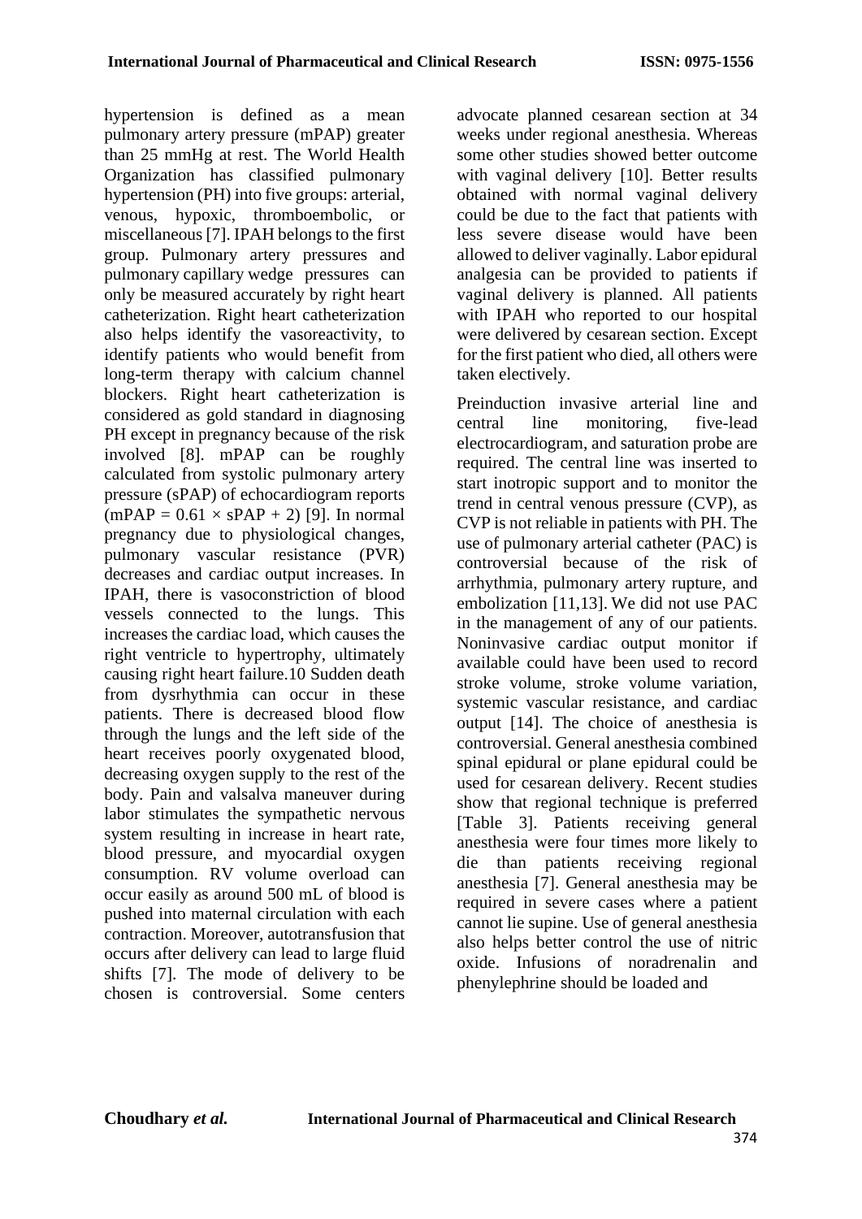hypertension is defined as a mean pulmonary artery pressure (mPAP) greater than 25 mmHg at rest. The World Health Organization has classified pulmonary hypertension (PH) into five groups: arterial, venous, hypoxic, thromboembolic, or miscellaneous [7]. IPAH belongs to the first group. Pulmonary artery pressures and pulmonary capillary wedge pressures can only be measured accurately by right heart catheterization. Right heart catheterization also helps identify the vasoreactivity, to identify patients who would benefit from long-term therapy with calcium channel blockers. Right heart catheterization is considered as gold standard in diagnosing PH except in pregnancy because of the risk involved [8]. mPAP can be roughly calculated from systolic pulmonary artery pressure (sPAP) of echocardiogram reports ($mPAP = 0.61 \times sPAP + 2$) [9]. In normal pregnancy due to physiological changes, pulmonary vascular resistance (PVR) decreases and cardiac output increases. In IPAH, there is vasoconstriction of blood vessels connected to the lungs. This increases the cardiac load, which causes the right ventricle to hypertrophy, ultimately causing right heart failure.10 Sudden death from dysrhythmia can occur in these patients. There is decreased blood flow through the lungs and the left side of the heart receives poorly oxygenated blood, decreasing oxygen supply to the rest of the body. Pain and valsalva maneuver during labor stimulates the sympathetic nervous system resulting in increase in heart rate, blood pressure, and myocardial oxygen consumption. RV volume overload can occur easily as around 500 mL of blood is pushed into maternal circulation with each contraction. Moreover, autotransfusion that occurs after delivery can lead to large fluid shifts [7]. The mode of delivery to be chosen is controversial. Some centers advocate planned cesarean section at 34 weeks under regional anesthesia. Whereas some other studies showed better outcome with vaginal delivery [10]. Better results obtained with normal vaginal delivery could be due to the fact that patients with less severe disease would have been allowed to deliver vaginally. Labor epidural analgesia can be provided to patients if vaginal delivery is planned. All patients with IPAH who reported to our hospital were delivered by cesarean section. Except for the first patient who died, all others were taken electively.

Preinduction invasive arterial line and central line monitoring, five-lead electrocardiogram, and saturation probe are required. The central line was inserted to start inotropic support and to monitor the trend in central venous pressure (CVP), as CVP is not reliable in patients with PH. The use of pulmonary arterial catheter (PAC) is controversial because of the risk of arrhythmia, pulmonary artery rupture, and embolization [11,13]. We did not use PAC in the management of any of our patients. Noninvasive cardiac output monitor if available could have been used to record stroke volume, stroke volume variation, systemic vascular resistance, and cardiac output [14]. The choice of anesthesia is controversial. General anesthesia combined spinal epidural or plane epidural could be used for cesarean delivery. Recent studies show that regional technique is preferred [Table 3]. Patients receiving general anesthesia were four times more likely to die than patients receiving regional anesthesia [7]. General anesthesia may be required in severe cases where a patient cannot lie supine. Use of general anesthesia also helps better control the use of nitric oxide. Infusions of noradrenalin and phenylephrine should be loaded and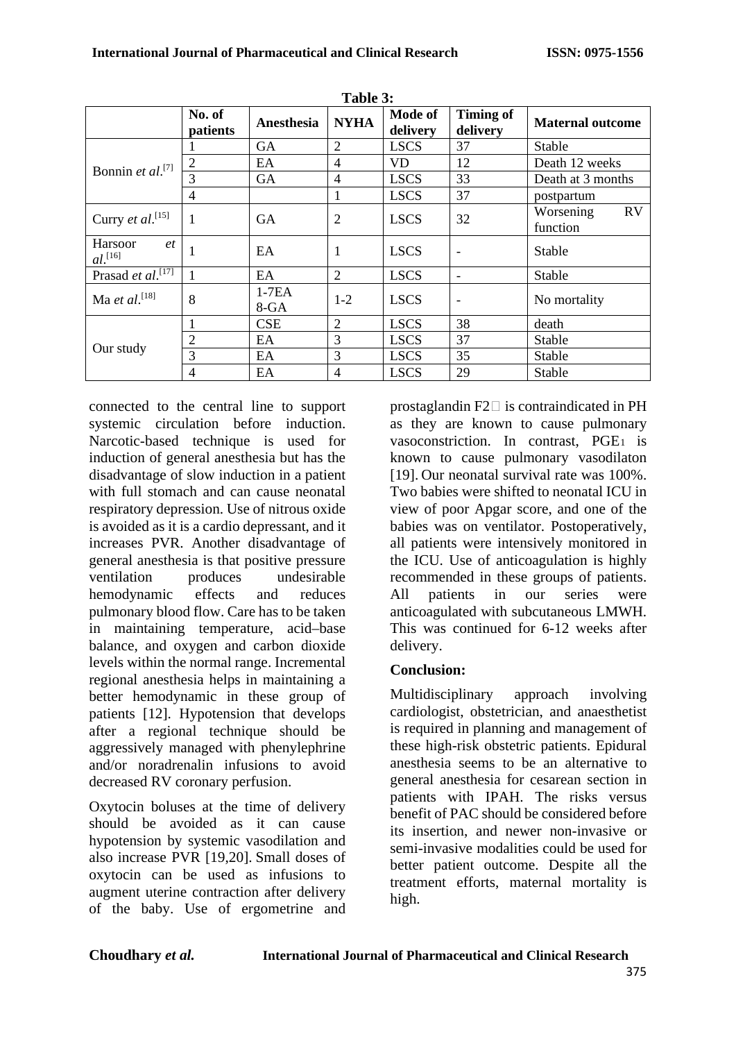**Table 3:**

| | No. of patients | Anesthesia | NYHA | Mode of delivery | Timing of delivery | Maternal outcome |
|---|---|---|---|---|---|---|
| Bonnin *et al*.[7] | 1 | GA | 2 | LSCS | 37 | Stable |
| | 2 | EA | 4 | VD | 12 | Death 12 weeks |
| | 3 | GA | 4 | LSCS | 33 | Death at 3 months |
| | 4 | | 1 | LSCS | 37 | postpartum |
| Curry *et al*.[15] | 1 | GA | 2 | LSCS | 32 | Worsening RV function |
| Harsoor *et al*.[16] | 1 | EA | 1 | LSCS | - | Stable |
| Prasad *et al*.[17] | 1 | EA | 2 | LSCS | - | Stable |
| Ma *et al*.[18] | 8 | 1-7EA 8-GA | 1-2 | LSCS | - | No mortality |
| Our study | 1 | CSE | 2 | LSCS | 38 | death |
| | 2 | EA | 3 | LSCS | 37 | Stable |
| | 3 | EA | 3 | LSCS | 35 | Stable |
| | 4 | EA | 4 | LSCS | 29 | Stable |

connected to the central line to support systemic circulation before induction. Narcotic-based technique is used for induction of general anesthesia but has the disadvantage of slow induction in a patient with full stomach and can cause neonatal respiratory depression. Use of nitrous oxide is avoided as it is a cardio depressant, and it increases PVR. Another disadvantage of general anesthesia is that positive pressure ventilation produces undesirable hemodynamic effects and reduces pulmonary blood flow. Care has to be taken in maintaining temperature, acid–base balance, and oxygen and carbon dioxide levels within the normal range. Incremental regional anesthesia helps in maintaining a better hemodynamic in these group of patients [12]. Hypotension that develops after a regional technique should be aggressively managed with phenylephrine and/or noradrenalin infusions to avoid decreased RV coronary perfusion.

Oxytocin boluses at the time of delivery should be avoided as it can cause hypotension by systemic vasodilation and also increase PVR [19,20]. Small doses of oxytocin can be used as infusions to augment uterine contraction after delivery of the baby. Use of ergometrine and prostaglandin F2 is contraindicated in PH as they are known to cause pulmonary vasoconstriction. In contrast, $PGE_1$ is known to cause pulmonary vasodilaton [19]. Our neonatal survival rate was 100%. Two babies were shifted to neonatal ICU in view of poor Apgar score, and one of the babies was on ventilator. Postoperatively, all patients were intensively monitored in the ICU. Use of anticoagulation is highly recommended in these groups of patients. All patients in our series were anticoagulated with subcutaneous LMWH. This was continued for 6-12 weeks after delivery.

## Conclusion:

Multidisciplinary approach involving cardiologist, obstetrician, and anaesthetist is required in planning and management of these high-risk obstetric patients. Epidural anesthesia seems to be an alternative to general anesthesia for cesarean section in patients with IPAH. The risks versus benefit of PAC should be considered before its insertion, and newer non-invasive or semi-invasive modalities could be used for better patient outcome. Despite all the treatment efforts, maternal mortality is high.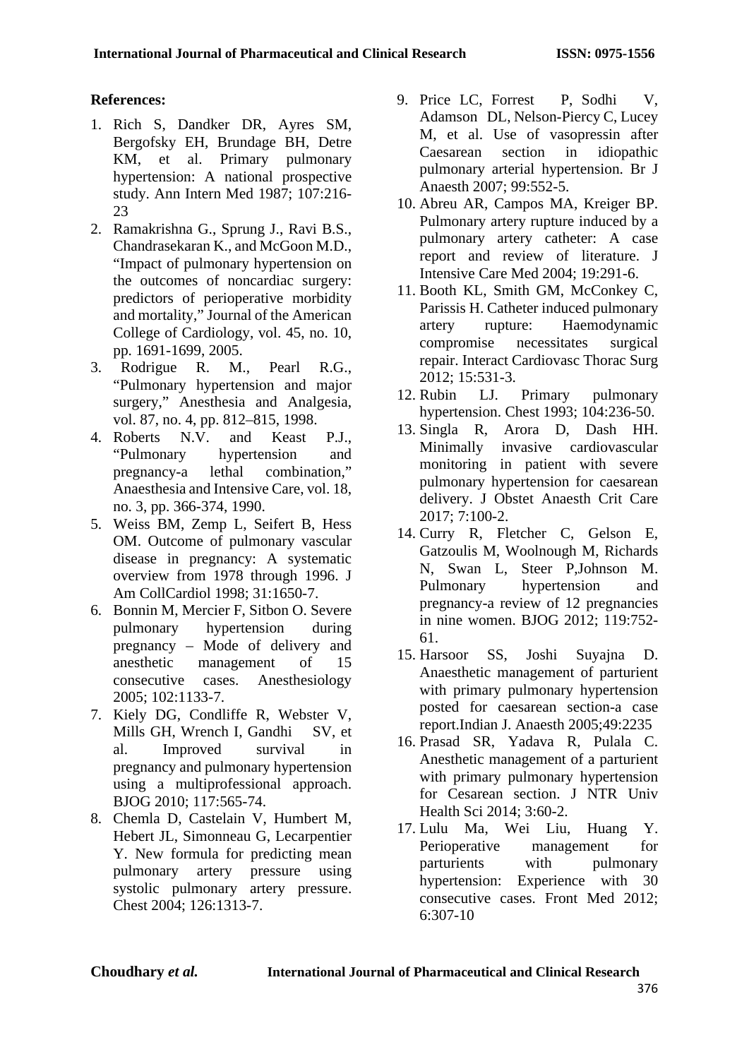## References:

1. Rich S, Dandker DR, Ayres SM, Bergofsky EH, Brundage BH, Detre KM, et al. Primary pulmonary hypertension: A national prospective study. Ann Intern Med 1987; 107:216-23
2. Ramakrishna G., Sprung J., Ravi B.S., Chandrasekaran K., and McGoon M.D., "Impact of pulmonary hypertension on the outcomes of noncardiac surgery: predictors of perioperative morbidity and mortality," Journal of the American College of Cardiology, vol. 45, no. 10, pp. 1691-1699, 2005.
3. Rodrigue R. M., Pearl R.G., "Pulmonary hypertension and major surgery," Anesthesia and Analgesia, vol. 87, no. 4, pp. 812–815, 1998.
4. Roberts N.V. and Keast P.J., "Pulmonary hypertension and pregnancy-a lethal combination," Anaesthesia and Intensive Care, vol. 18, no. 3, pp. 366-374, 1990.
5. Weiss BM, Zemp L, Seifert B, Hess OM. Outcome of pulmonary vascular disease in pregnancy: A systematic overview from 1978 through 1996. J Am CollCardiol 1998; 31:1650-7.
6. Bonnin M, Mercier F, Sitbon O. Severe pulmonary hypertension during pregnancy – Mode of delivery and anesthetic management of 15 consecutive cases. Anesthesiology 2005; 102:1133-7.
7. Kiely DG, Condliffe R, Webster V, Mills GH, Wrench I, Gandhi SV, et al. Improved survival in pregnancy and pulmonary hypertension using a multiprofessional approach. BJOG 2010; 117:565-74.
8. Chemla D, Castelain V, Humbert M, Hebert JL, Simonneau G, Lecarpentier Y. New formula for predicting mean pulmonary artery pressure using systolic pulmonary artery pressure. Chest 2004; 126:1313-7.
9. Price LC, Forrest P, Sodhi V, Adamson DL, Nelson-Piercy C, Lucey M, et al. Use of vasopressin after Caesarean section in idiopathic pulmonary arterial hypertension. Br J Anaesth 2007; 99:552-5.
10. Abreu AR, Campos MA, Kreiger BP. Pulmonary artery rupture induced by a pulmonary artery catheter: A case report and review of literature. J Intensive Care Med 2004; 19:291-6.
11. Booth KL, Smith GM, McConkey C, Parissis H. Catheter induced pulmonary artery rupture: Haemodynamic compromise necessitates surgical repair. Interact Cardiovasc Thorac Surg 2012; 15:531-3.
12. Rubin LJ. Primary pulmonary hypertension. Chest 1993; 104:236-50.
13. Singla R, Arora D, Dash HH. Minimally invasive cardiovascular monitoring in patient with severe pulmonary hypertension for caesarean delivery. J Obstet Anaesth Crit Care 2017; 7:100-2.
14. Curry R, Fletcher C, Gelson E, Gatzoulis M, Woolnough M, Richards N, Swan L, Steer P,Johnson M. Pulmonary hypertension and pregnancy-a review of 12 pregnancies in nine women. BJOG 2012; 119:752-61.
15. Harsoor SS, Joshi Suyajna D. Anaesthetic management of parturient with primary pulmonary hypertension posted for caesarean section-a case report.Indian J. Anaesth 2005;49:2235
16. Prasad SR, Yadava R, Pulala C. Anesthetic management of a parturient with primary pulmonary hypertension for Cesarean section. J NTR Univ Health Sci 2014; 3:60-2.
17. Lulu Ma, Wei Liu, Huang Y. Perioperative management for parturients with pulmonary hypertension: Experience with 30 consecutive cases. Front Med 2012; 6:307-10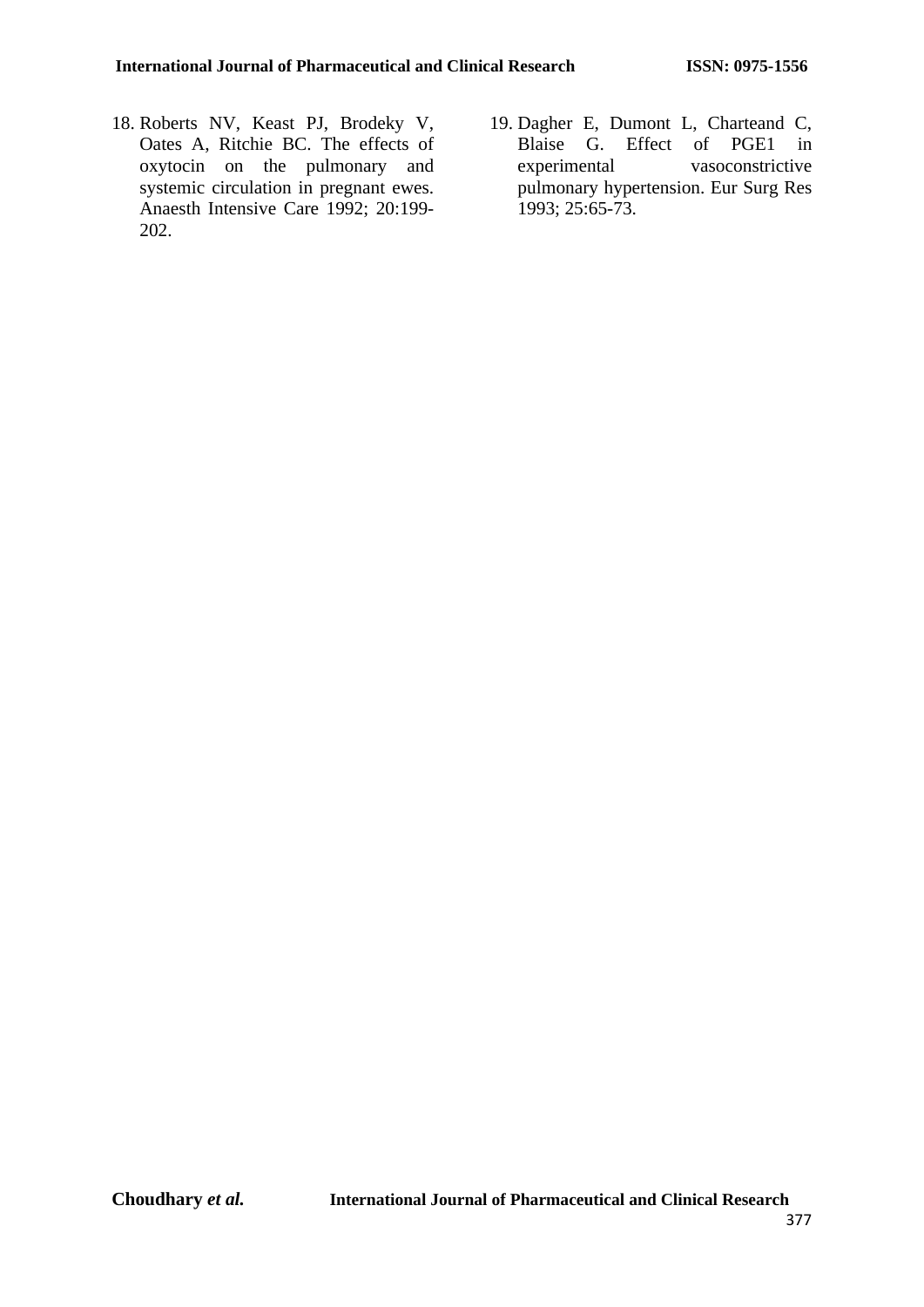18. Roberts NV, Keast PJ, Brodeky V, Oates A, Ritchie BC. The effects of oxytocin on the pulmonary and systemic circulation in pregnant ewes. Anaesth Intensive Care 1992; 20:199-202.
19. Dagher E, Dumont L, Charteand C, Blaise G. Effect of PGE1 in experimental vasoconstrictive pulmonary hypertension. Eur Surg Res 1993; 25:65-73.